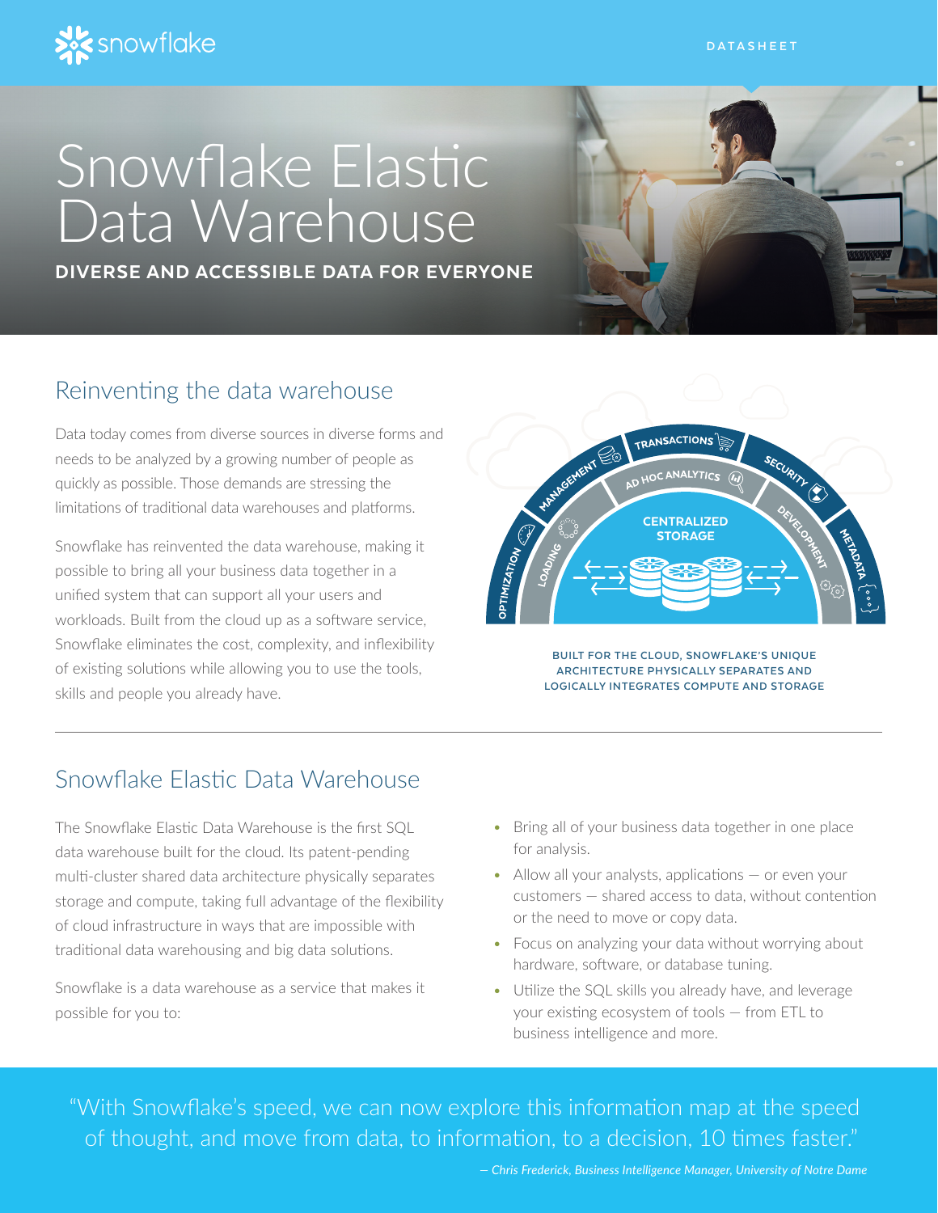snowflake

DATASHEET

# Snowflake Elastic Data Warehouse

**DIVERSE AND ACCESSIBLE DATA FOR EVERYONE**

## Reinventing the data warehouse

Data today comes from diverse sources in diverse forms and needs to be analyzed by a growing number of people as quickly as possible. Those demands are stressing the limitations of traditional data warehouses and platforms.

Snowflake has reinvented the data warehouse, making it possible to bring all your business data together in a unified system that can support all your users and workloads. Built from the cloud up as a software service, Snowflake eliminates the cost, complexity, and inflexibility of existing solutions while allowing you to use the tools, skills and people you already have.

BUILT FOR THE CLOUD, SNOWFLAKE'S UNIQUE ARCHITECTURE PHYSICALLY SEPARATES AND LOGICALLY INTEGRATES COMPUTE AND STORAGE

## Snowflake Elastic Data Warehouse

The Snowflake Elastic Data Warehouse is the first SQL data warehouse built for the cloud. Its patent-pending multi-cluster shared data architecture physically separates storage and compute, taking full advantage of the flexibility of cloud infrastructure in ways that are impossible with traditional data warehousing and big data solutions.

Snowflake is a data warehouse as a service that makes it possible for you to:

- Bring all of your business data together in one place for analysis.
- Allow all your analysts, applications — or even your customers — shared access to data, without contention or the need to move or copy data.
- Focus on analyzing your data without worrying about hardware, software, or database tuning.
- Utilize the SQL skills you already have, and leverage your existing ecosystem of tools — from ETL to business intelligence and more.

"With Snowflake's speed, we can now explore this information map at the speed of thought, and move from data, to information, to a decision, 10 times faster."

*— Chris Frederick, Business Intelligence Manager, University of Notre Dame*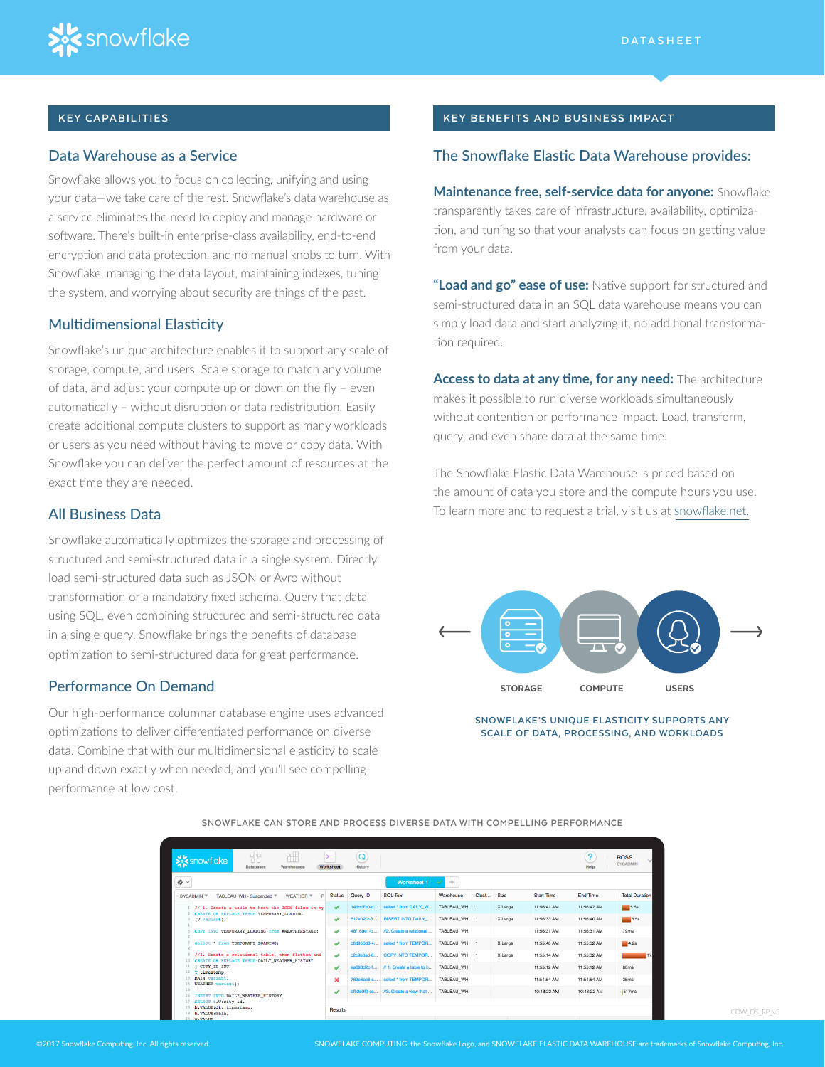DATASHEET

## KEY CAPABILITIES

### Data Warehouse as a Service

Snowflake allows you to focus on collecting, unifying and using your data—we take care of the rest. Snowflake's data warehouse as a service eliminates the need to deploy and manage hardware or software. There's built-in enterprise-class availability, end-to-end encryption and data protection, and no manual knobs to turn. With Snowflake, managing the data layout, maintaining indexes, tuning the system, and worrying about security are things of the past.

### Multidimensional Elasticity

Snowflake's unique architecture enables it to support any scale of storage, compute, and users. Scale storage to match any volume of data, and adjust your compute up or down on the fly – even automatically – without disruption or data redistribution. Easily create additional compute clusters to support as many workloads or users as you need without having to move or copy data. With Snowflake you can deliver the perfect amount of resources at the exact time they are needed.

### All Business Data

Snowflake automatically optimizes the storage and processing of structured and semi-structured data in a single system. Directly load semi-structured data such as JSON or Avro without transformation or a mandatory fixed schema. Query that data using SQL, even combining structured and semi-structured data in a single query. Snowflake brings the benefits of database optimization to semi-structured data for great performance.

### Performance On Demand

Our high-performance columnar database engine uses advanced optimizations to deliver differentiated performance on diverse data. Combine that with our multidimensional elasticity to scale up and down exactly when needed, and you'll see compelling performance at low cost.

## KEY BENEFITS AND BUSINESS IMPACT

### The Snowflake Elastic Data Warehouse provides:

**Maintenance free, self-service data for anyone:** Snowflake transparently takes care of infrastructure, availability, optimization, and tuning so that your analysts can focus on getting value from your data.

**"Load and go" ease of use:** Native support for structured and semi-structured data in an SQL data warehouse means you can simply load data and start analyzing it, no additional transformation required.

**Access to data at any time, for any need:** The architecture makes it possible to run diverse workloads simultaneously without contention or performance impact. Load, transform, query, and even share data at the same time.

The Snowflake Elastic Data Warehouse is priced based on the amount of data you store and the compute hours you use. To learn more and to request a trial, visit us at snowflake.net.

STORAGE
COMPUTE
USERS

SNOWFLAKE'S UNIQUE ELASTICITY SUPPORTS ANY SCALE OF DATA, PROCESSING, AND WORKLOADS

SNOWFLAKE CAN STORE AND PROCESS DIVERSE DATA WITH COMPELLING PERFORMANCE

CDW_DS_RP_v3

©2017 Snowflake Computing, Inc. All rights reserved.

SNOWFLAKE COMPUTING, the Snowflake Logo, and SNOWFLAKE ELASTIC DATA WAREHOUSE are trademarks of Snowflake Computing, Inc.